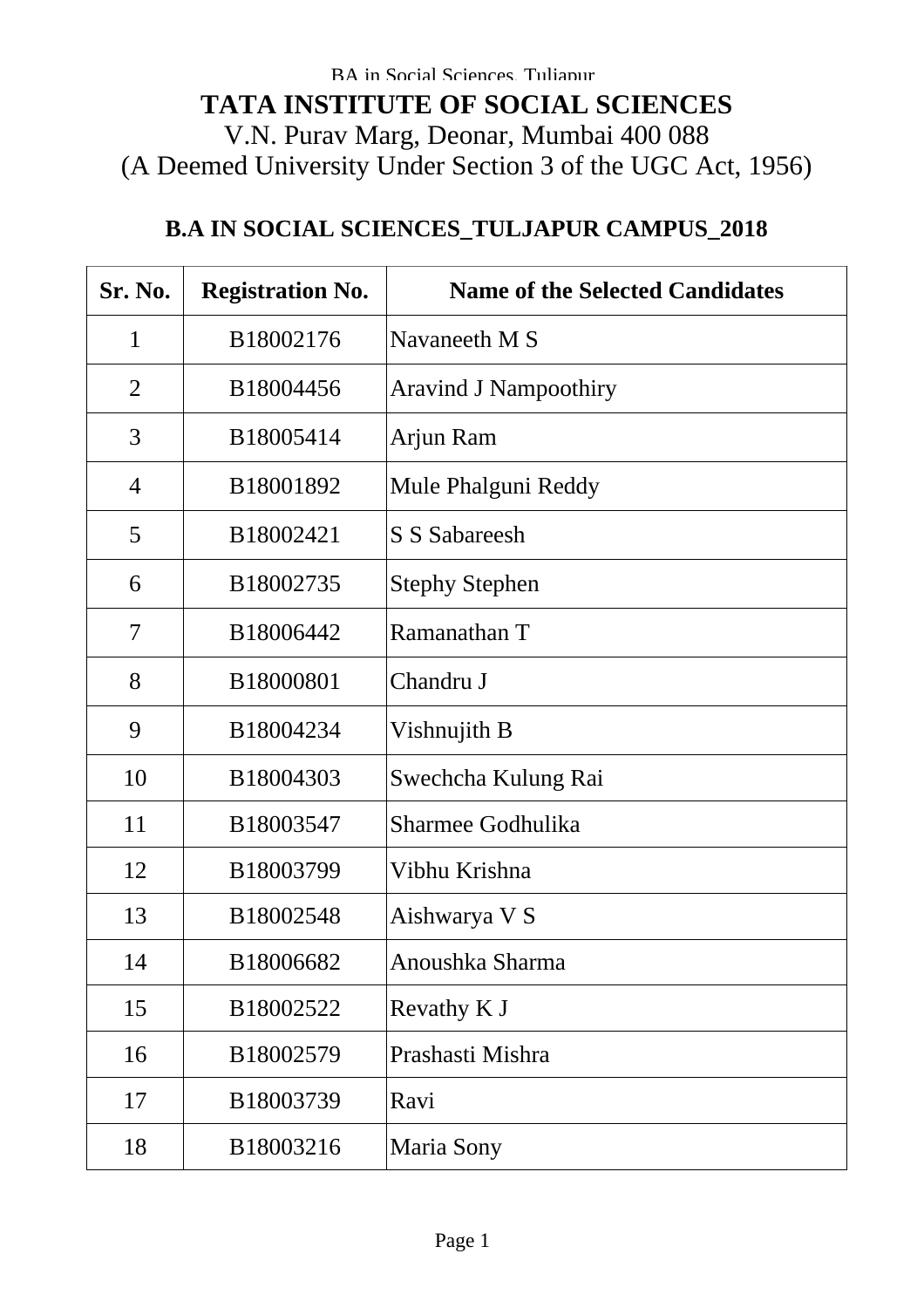# TATA INSTITUTE OF SOCIAL SCIENCES

V.N. Purav Marg, Deonar, Mumbai 400 088

(A Deemed University Under Section 3 of the UGC Act, 1956)

## B.A IN SOCIAL SCIENCES_TULJAPUR CAMPUS_2018

| Sr. No. | Registration No. | Name of the Selected Candidates |
|---|---|---|
| 1 | B18002176 | Navaneeth M S |
| 2 | B18004456 | Aravind J Nampoothiry |
| 3 | B18005414 | Arjun Ram |
| 4 | B18001892 | Mule Phalguni Reddy |
| 5 | B18002421 | S S Sabareesh |
| 6 | B18002735 | Stephy Stephen |
| 7 | B18006442 | Ramanathan T |
| 8 | B18000801 | Chandru J |
| 9 | B18004234 | Vishnujith B |
| 10 | B18004303 | Swechcha Kulung Rai |
| 11 | B18003547 | Sharmee Godhulika |
| 12 | B18003799 | Vibhu Krishna |
| 13 | B18002548 | Aishwarya V S |
| 14 | B18006682 | Anoushka Sharma |
| 15 | B18002522 | Revathy K J |
| 16 | B18002579 | Prashasti Mishra |
| 17 | B18003739 | Ravi |
| 18 | B18003216 | Maria Sony |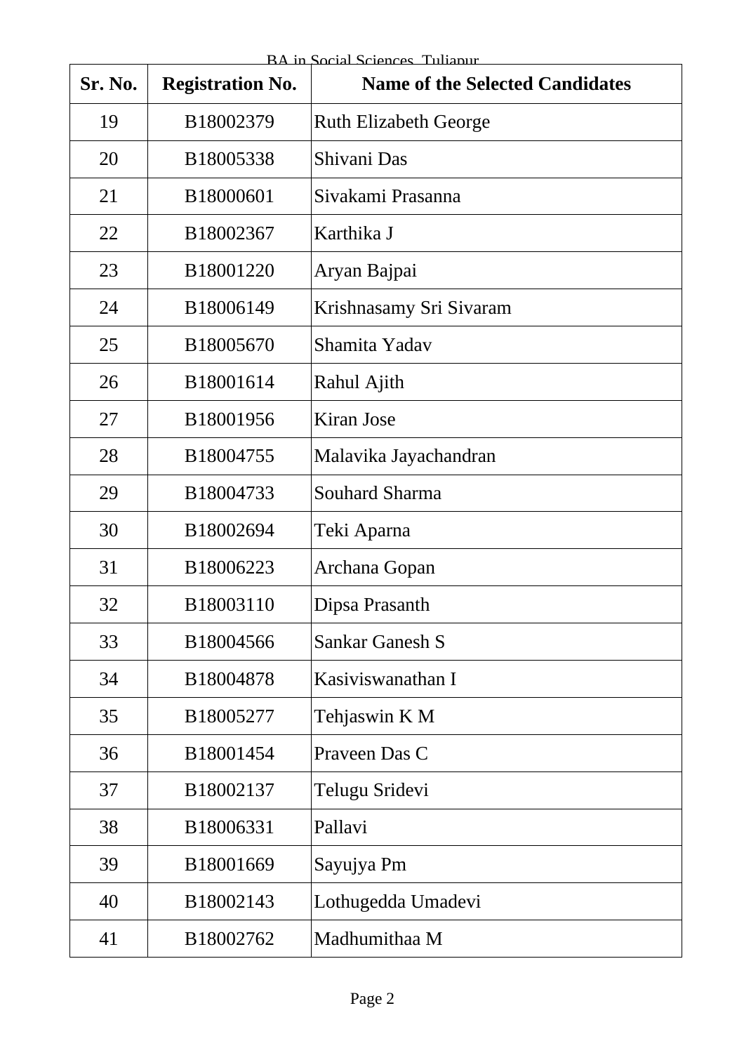| Sr. No. | Registration No. | Name of the Selected Candidates |
|---|---|---|
| 19 | B18002379 | Ruth Elizabeth George |
| 20 | B18005338 | Shivani Das |
| 21 | B18000601 | Sivakami Prasanna |
| 22 | B18002367 | Karthika J |
| 23 | B18001220 | Aryan Bajpai |
| 24 | B18006149 | Krishnasamy Sri Sivaram |
| 25 | B18005670 | Shamita Yadav |
| 26 | B18001614 | Rahul Ajith |
| 27 | B18001956 | Kiran Jose |
| 28 | B18004755 | Malavika Jayachandran |
| 29 | B18004733 | Souhard Sharma |
| 30 | B18002694 | Teki Aparna |
| 31 | B18006223 | Archana Gopan |
| 32 | B18003110 | Dipsa Prasanth |
| 33 | B18004566 | Sankar Ganesh S |
| 34 | B18004878 | Kasiviswanathan I |
| 35 | B18005277 | Tehjaswin K M |
| 36 | B18001454 | Praveen Das C |
| 37 | B18002137 | Telugu Sridevi |
| 38 | B18006331 | Pallavi |
| 39 | B18001669 | Sayujya Pm |
| 40 | B18002143 | Lothugedda Umadevi |
| 41 | B18002762 | Madhumithaa M |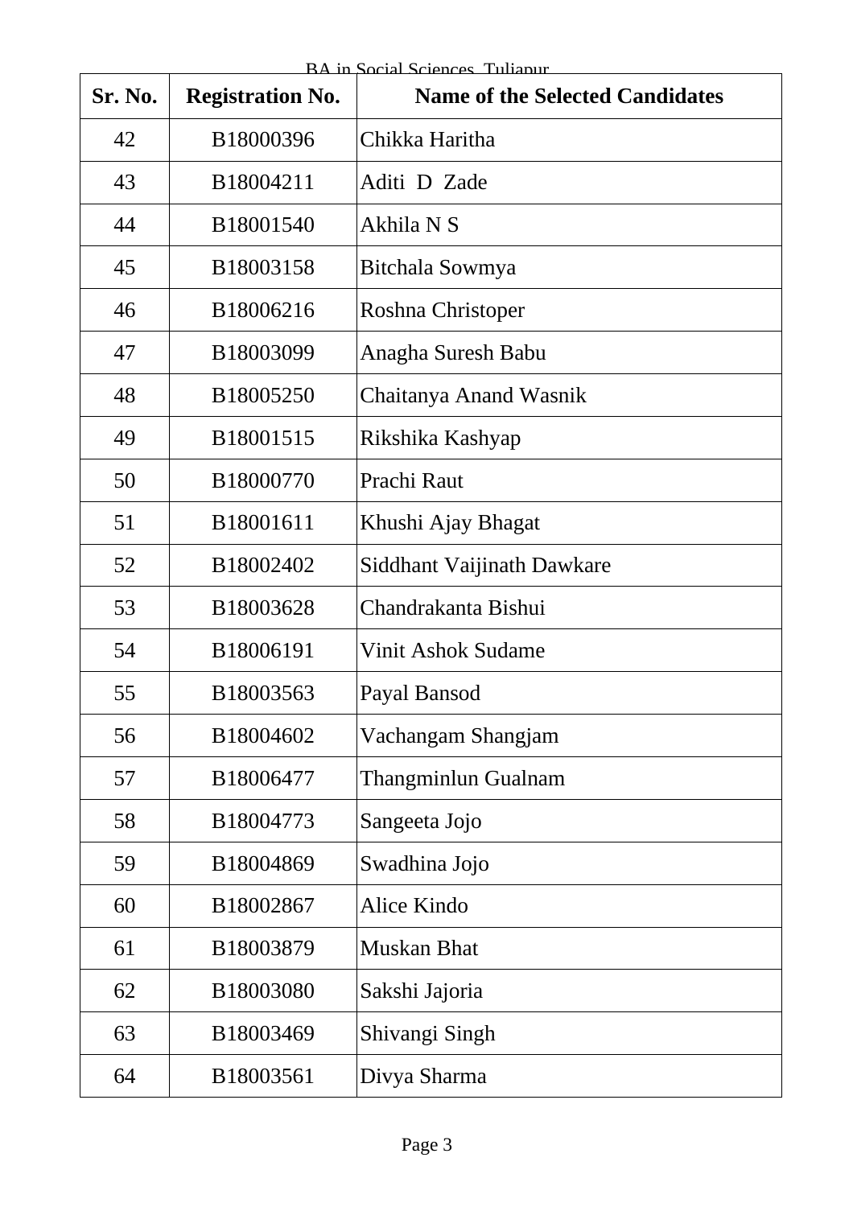| Sr. No. | Registration No. | Name of the Selected Candidates |
| --- | --- | --- |
| 42 | B18000396 | Chikka Haritha |
| 43 | B18004211 | Aditi D Zade |
| 44 | B18001540 | Akhila N S |
| 45 | B18003158 | Bitchala Sowmya |
| 46 | B18006216 | Roshna Christoper |
| 47 | B18003099 | Anagha Suresh Babu |
| 48 | B18005250 | Chaitanya Anand Wasnik |
| 49 | B18001515 | Rikshika Kashyap |
| 50 | B18000770 | Prachi Raut |
| 51 | B18001611 | Khushi Ajay Bhagat |
| 52 | B18002402 | Siddhant Vaijinath Dawkare |
| 53 | B18003628 | Chandrakanta Bishui |
| 54 | B18006191 | Vinit Ashok Sudame |
| 55 | B18003563 | Payal Bansod |
| 56 | B18004602 | Vachangam Shangjam |
| 57 | B18006477 | Thangminlun Gualnam |
| 58 | B18004773 | Sangeeta Jojo |
| 59 | B18004869 | Swadhina Jojo |
| 60 | B18002867 | Alice Kindo |
| 61 | B18003879 | Muskan Bhat |
| 62 | B18003080 | Sakshi Jajoria |
| 63 | B18003469 | Shivangi Singh |
| 64 | B18003561 | Divya Sharma |